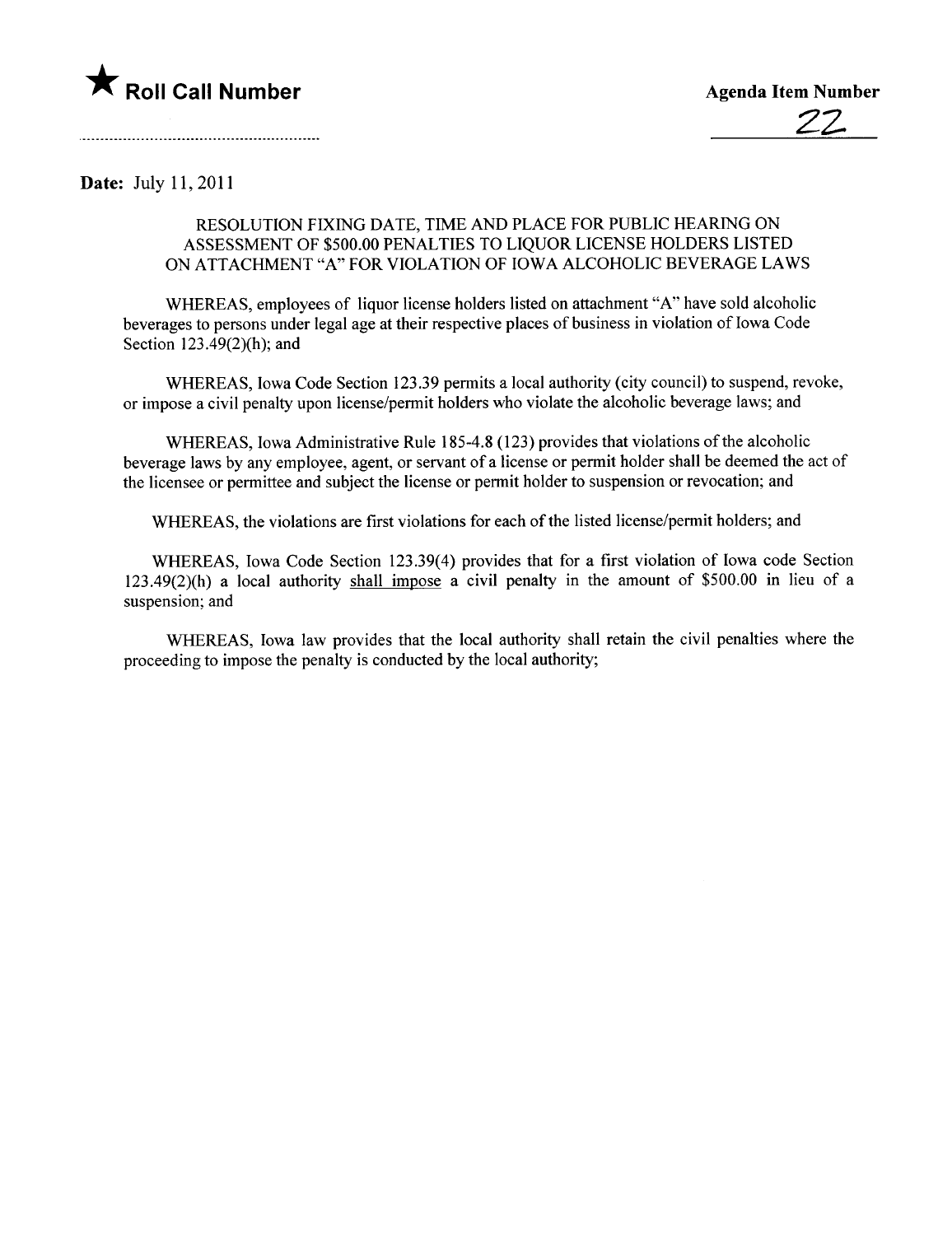★ **Roll Call Number**

**Agenda Item Number**

22

**Date:** July 11, 2011

RESOLUTION FIXING DATE, TIME AND PLACE FOR PUBLIC HEARING ON ASSESSMENT OF $500.00 PENALTIES TO LIQUOR LICENSE HOLDERS LISTED ON ATTACHMENT "A" FOR VIOLATION OF IOWA ALCOHOLIC BEVERAGE LAWS

WHEREAS, employees of liquor license holders listed on attachment "A" have sold alcoholic beverages to persons under legal age at their respective places of business in violation of Iowa Code Section 123.49(2)(h); and

WHEREAS, Iowa Code Section 123.39 permits a local authority (city council) to suspend, revoke, or impose a civil penalty upon license/permit holders who violate the alcoholic beverage laws; and

WHEREAS, Iowa Administrative Rule 185-4.8 (123) provides that violations of the alcoholic beverage laws by any employee, agent, or servant of a license or permit holder shall be deemed the act of the licensee or permittee and subject the license or permit holder to suspension or revocation; and

WHEREAS, the violations are first violations for each of the listed license/permit holders; and

WHEREAS, Iowa Code Section 123.39(4) provides that for a first violation of Iowa code Section 123.49(2)(h) a local authority <u>shall impose</u> a civil penalty in the amount of $500.00 in lieu of a suspension; and

WHEREAS, Iowa law provides that the local authority shall retain the civil penalties where the proceeding to impose the penalty is conducted by the local authority;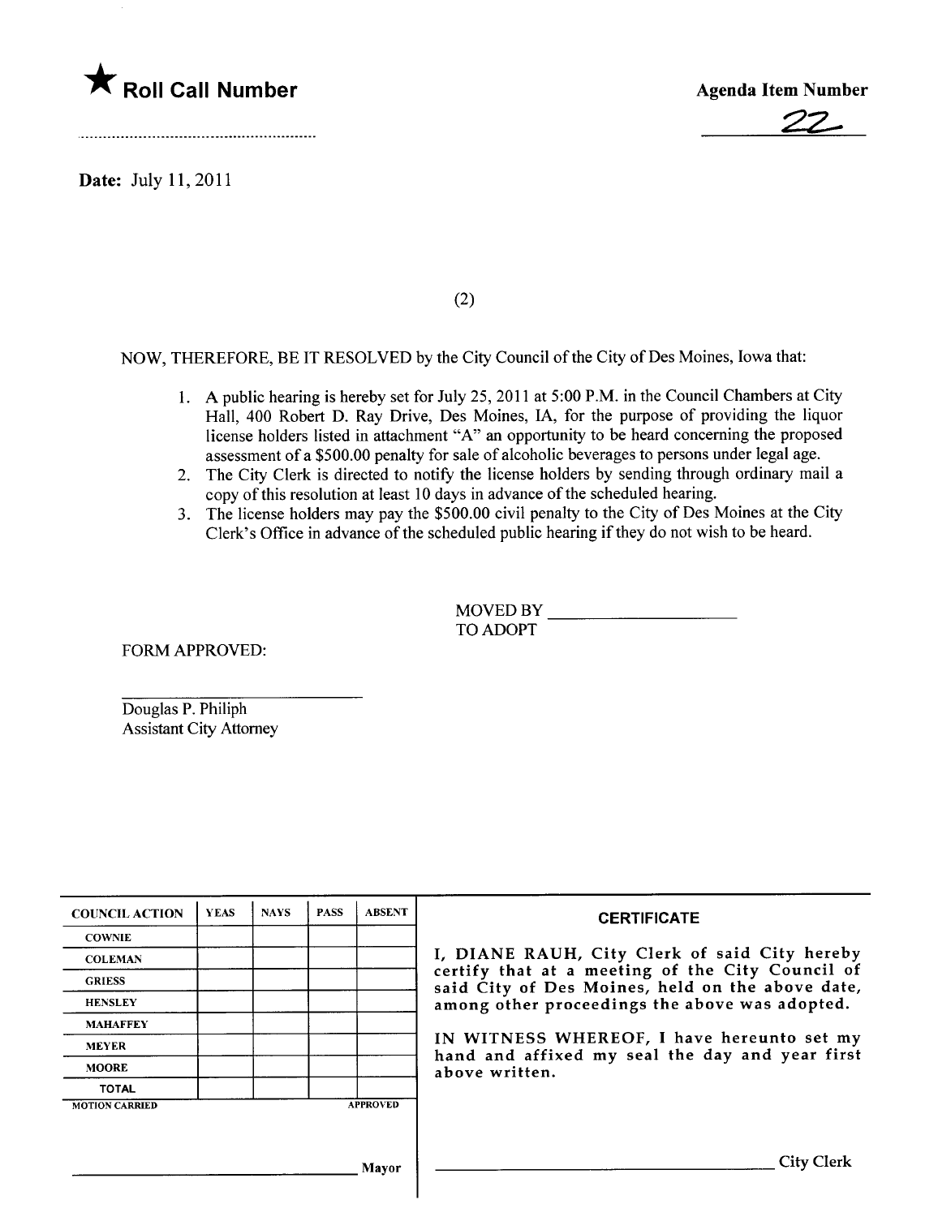★ **Roll Call Number**

.........................................................

**Agenda Item Number**

22

**Date:** July 11, 2011

(2)

NOW, THEREFORE, BE IT RESOLVED by the City Council of the City of Des Moines, Iowa that:

1. A public hearing is hereby set for July 25, 2011 at 5:00 P.M. in the Council Chambers at City Hall, 400 Robert D. Ray Drive, Des Moines, IA, for the purpose of providing the liquor license holders listed in attachment "A" an opportunity to be heard concerning the proposed assessment of a $500.00 penalty for sale of alcoholic beverages to persons under legal age.
2. The City Clerk is directed to notify the license holders by sending through ordinary mail a copy of this resolution at least 10 days in advance of the scheduled hearing.
3. The license holders may pay the $500.00 civil penalty to the City of Des Moines at the City Clerk's Office in advance of the scheduled public hearing if they do not wish to be heard.

MOVED BY ____________________
TO ADOPT

FORM APPROVED:

____________________
Douglas P. Philiph
Assistant City Attorney

| COUNCIL ACTION | YEAS | NAYS | PASS | ABSENT |
|---|---|---|---|---|
| COWNIE | | | | |
| COLEMAN | | | | |
| GRIESS | | | | |
| HENSLEY | | | | |
| MAHAFFEY | | | | |
| MEYER | | | | |
| MOORE | | | | |
| TOTAL | | | | |
| MOTION CARRIED | | | | APPROVED |

____________________ Mayor

**CERTIFICATE**

I, DIANE RAUH, City Clerk of said City hereby certify that at a meeting of the City Council of said City of Des Moines, held on the above date, among other proceedings the above was adopted.

IN WITNESS WHEREOF, I have hereunto set my hand and affixed my seal the day and year first above written.

____________________ City Clerk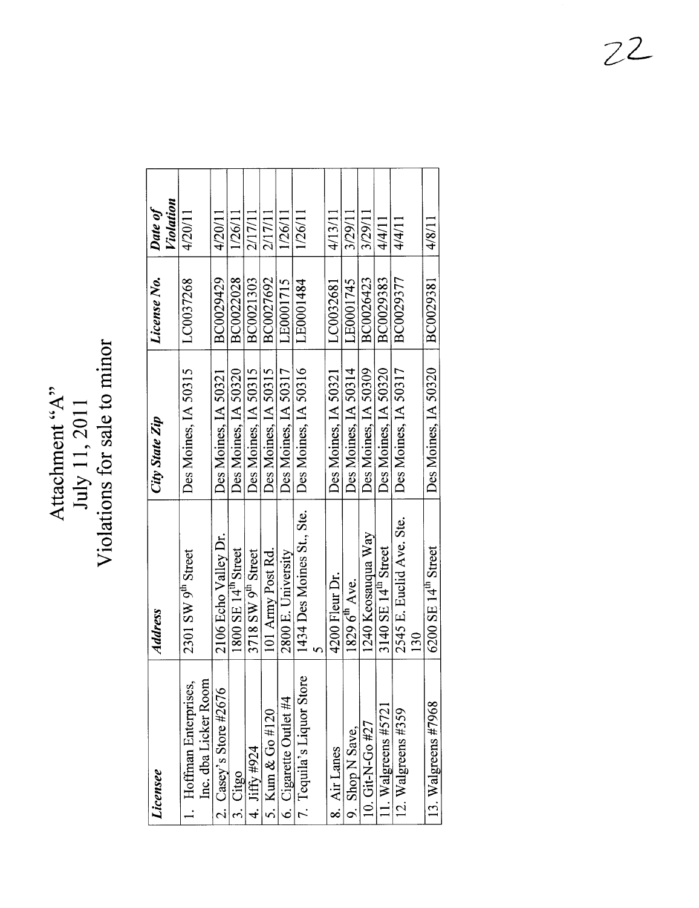# Attachment "A"
## July 11, 2011
## Violations for sale to minor

| *Licensee* | *Address* | *City State Zip* | *License No.* | *Date of Violation* |
|---|---|---|---|---|
| 1. Hoffman Enterprises, Inc. dba Licker Room | 2301 SW 9th Street | Des Moines, IA 50315 | LC0037268 | 4/20/11 |
| 2. Casey's Store #2676 | 2106 Echo Valley Dr. | Des Moines, IA 50321 | BC0029429 | 4/20/11 |
| 3. Citgo | 1800 SE 14th Street | Des Moines, IA 50320 | BC0022028 | 1/26/11 |
| 4. Jiffy #924 | 3718 SW 9th Street | Des Moines, IA 50315 | BC0021303 | 2/17/11 |
| 5. Kum & Go #120 | 101 Army Post Rd. | Des Moines, IA 50315 | BC0027692 | 2/17/11 |
| 6. Cigarette Outlet #4 | 2800 E. University | Des Moines, IA 50317 | LE0001715 | 1/26/11 |
| 7. Tequila's Liquor Store | 1434 Des Moines St., Ste. 5 | Des Moines, IA 50316 | LE0001484 | 1/26/11 |
| 8. Air Lanes | 4200 Fleur Dr. | Des Moines, IA 50321 | LC0032681 | 4/13/11 |
| 9. Shop N Save, | 1829 6th Ave. | Des Moines, IA 50314 | LE0001745 | 3/29/11 |
| 10. Git-N-Go #27 | 1240 Keosauqua Way | Des Moines, IA 50309 | BC0026423 | 3/29/11 |
| 11. Walgreens #5721 | 3140 SE 14th Street | Des Moines, IA 50320 | BC0029383 | 4/4/11 |
| 12. Walgreens #359 | 2545 E. Euclid Ave. Ste. 130 | Des Moines, IA 50317 | BC0029377 | 4/4/11 |
| 13. Walgreens #7968 | 6200 SE 14th Street | Des Moines, IA 50320 | BC0029381 | 4/8/11 |